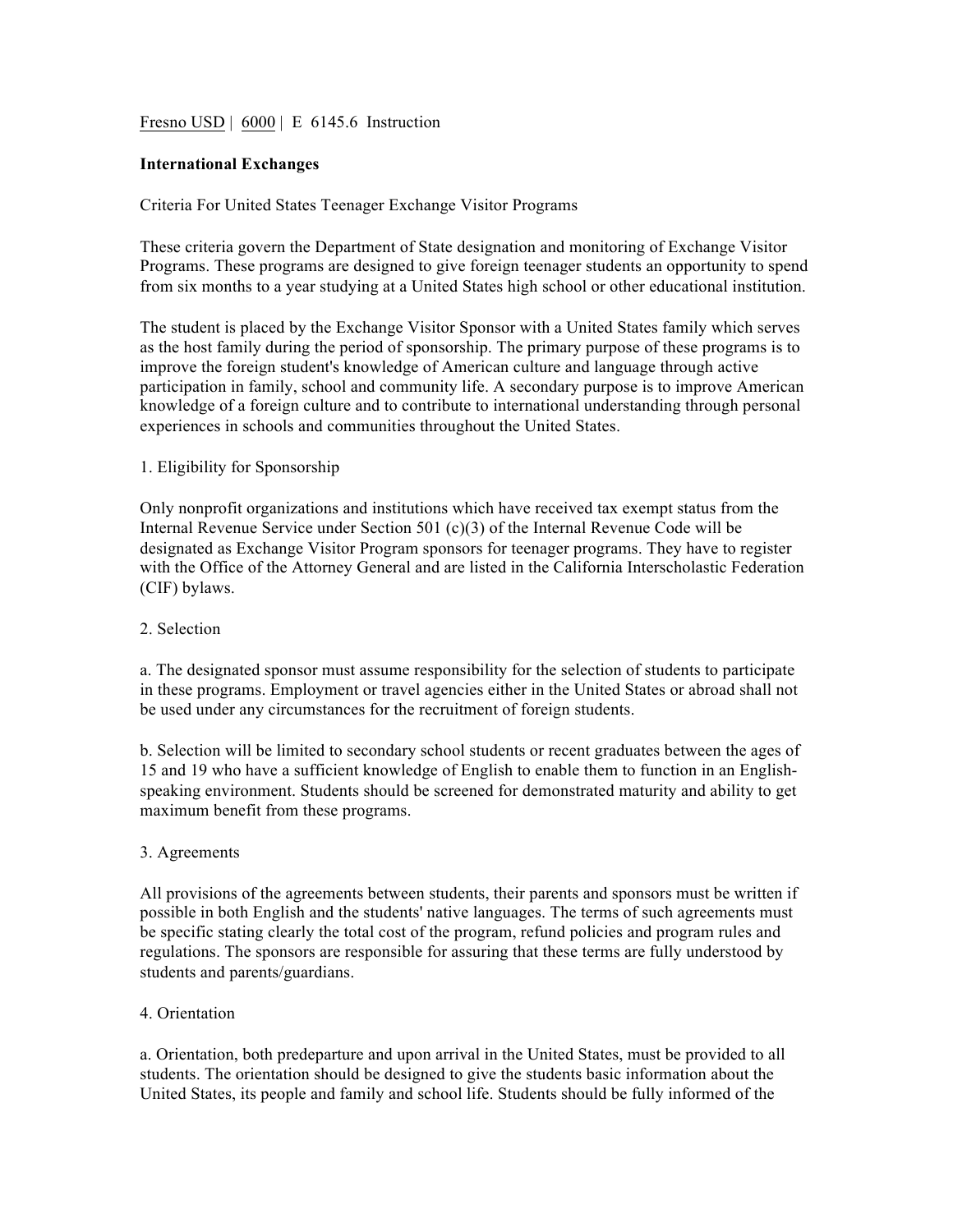Fresno USD | 6000 | E 6145.6 Instruction

**International Exchanges**

Criteria For United States Teenager Exchange Visitor Programs

These criteria govern the Department of State designation and monitoring of Exchange Visitor Programs. These programs are designed to give foreign teenager students an opportunity to spend from six months to a year studying at a United States high school or other educational institution.

The student is placed by the Exchange Visitor Sponsor with a United States family which serves as the host family during the period of sponsorship. The primary purpose of these programs is to improve the foreign student's knowledge of American culture and language through active participation in family, school and community life. A secondary purpose is to improve American knowledge of a foreign culture and to contribute to international understanding through personal experiences in schools and communities throughout the United States.

1. Eligibility for Sponsorship

Only nonprofit organizations and institutions which have received tax exempt status from the Internal Revenue Service under Section 501 (c)(3) of the Internal Revenue Code will be designated as Exchange Visitor Program sponsors for teenager programs. They have to register with the Office of the Attorney General and are listed in the California Interscholastic Federation (CIF) bylaws.

2. Selection

a. The designated sponsor must assume responsibility for the selection of students to participate in these programs. Employment or travel agencies either in the United States or abroad shall not be used under any circumstances for the recruitment of foreign students.

b. Selection will be limited to secondary school students or recent graduates between the ages of 15 and 19 who have a sufficient knowledge of English to enable them to function in an English-speaking environment. Students should be screened for demonstrated maturity and ability to get maximum benefit from these programs.

3. Agreements

All provisions of the agreements between students, their parents and sponsors must be written if possible in both English and the students' native languages. The terms of such agreements must be specific stating clearly the total cost of the program, refund policies and program rules and regulations. The sponsors are responsible for assuring that these terms are fully understood by students and parents/guardians.

4. Orientation

a. Orientation, both predeparture and upon arrival in the United States, must be provided to all students. The orientation should be designed to give the students basic information about the United States, its people and family and school life. Students should be fully informed of the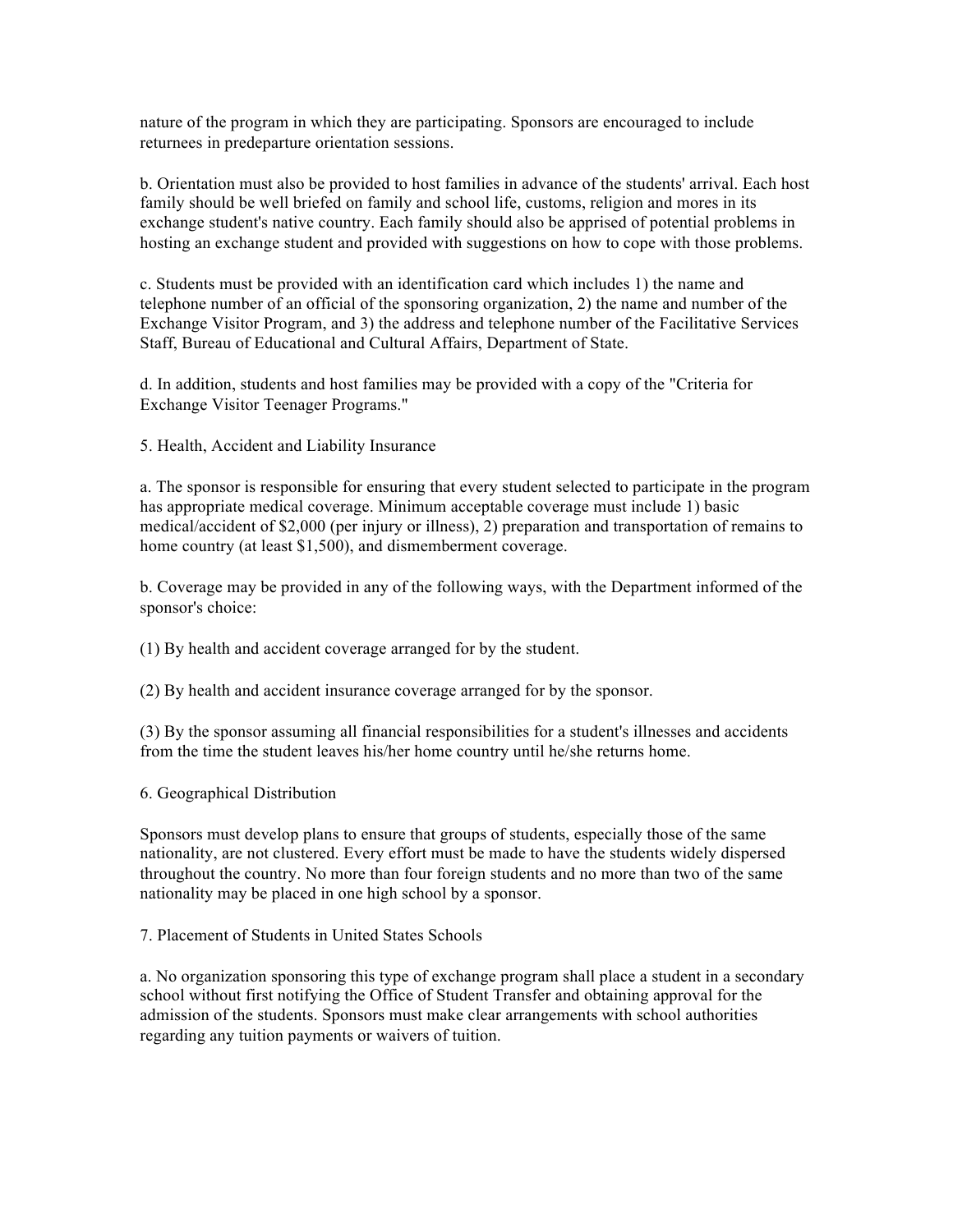nature of the program in which they are participating. Sponsors are encouraged to include returnees in predeparture orientation sessions.

b. Orientation must also be provided to host families in advance of the students' arrival. Each host family should be well briefed on family and school life, customs, religion and mores in its exchange student's native country. Each family should also be apprised of potential problems in hosting an exchange student and provided with suggestions on how to cope with those problems.

c. Students must be provided with an identification card which includes 1) the name and telephone number of an official of the sponsoring organization, 2) the name and number of the Exchange Visitor Program, and 3) the address and telephone number of the Facilitative Services Staff, Bureau of Educational and Cultural Affairs, Department of State.

d. In addition, students and host families may be provided with a copy of the "Criteria for Exchange Visitor Teenager Programs."

5. Health, Accident and Liability Insurance

a. The sponsor is responsible for ensuring that every student selected to participate in the program has appropriate medical coverage. Minimum acceptable coverage must include 1) basic medical/accident of $2,000 (per injury or illness), 2) preparation and transportation of remains to home country (at least $1,500), and dismemberment coverage.

b. Coverage may be provided in any of the following ways, with the Department informed of the sponsor's choice:

(1) By health and accident coverage arranged for by the student.

(2) By health and accident insurance coverage arranged for by the sponsor.

(3) By the sponsor assuming all financial responsibilities for a student's illnesses and accidents from the time the student leaves his/her home country until he/she returns home.

6. Geographical Distribution

Sponsors must develop plans to ensure that groups of students, especially those of the same nationality, are not clustered. Every effort must be made to have the students widely dispersed throughout the country. No more than four foreign students and no more than two of the same nationality may be placed in one high school by a sponsor.

7. Placement of Students in United States Schools

a. No organization sponsoring this type of exchange program shall place a student in a secondary school without first notifying the Office of Student Transfer and obtaining approval for the admission of the students. Sponsors must make clear arrangements with school authorities regarding any tuition payments or waivers of tuition.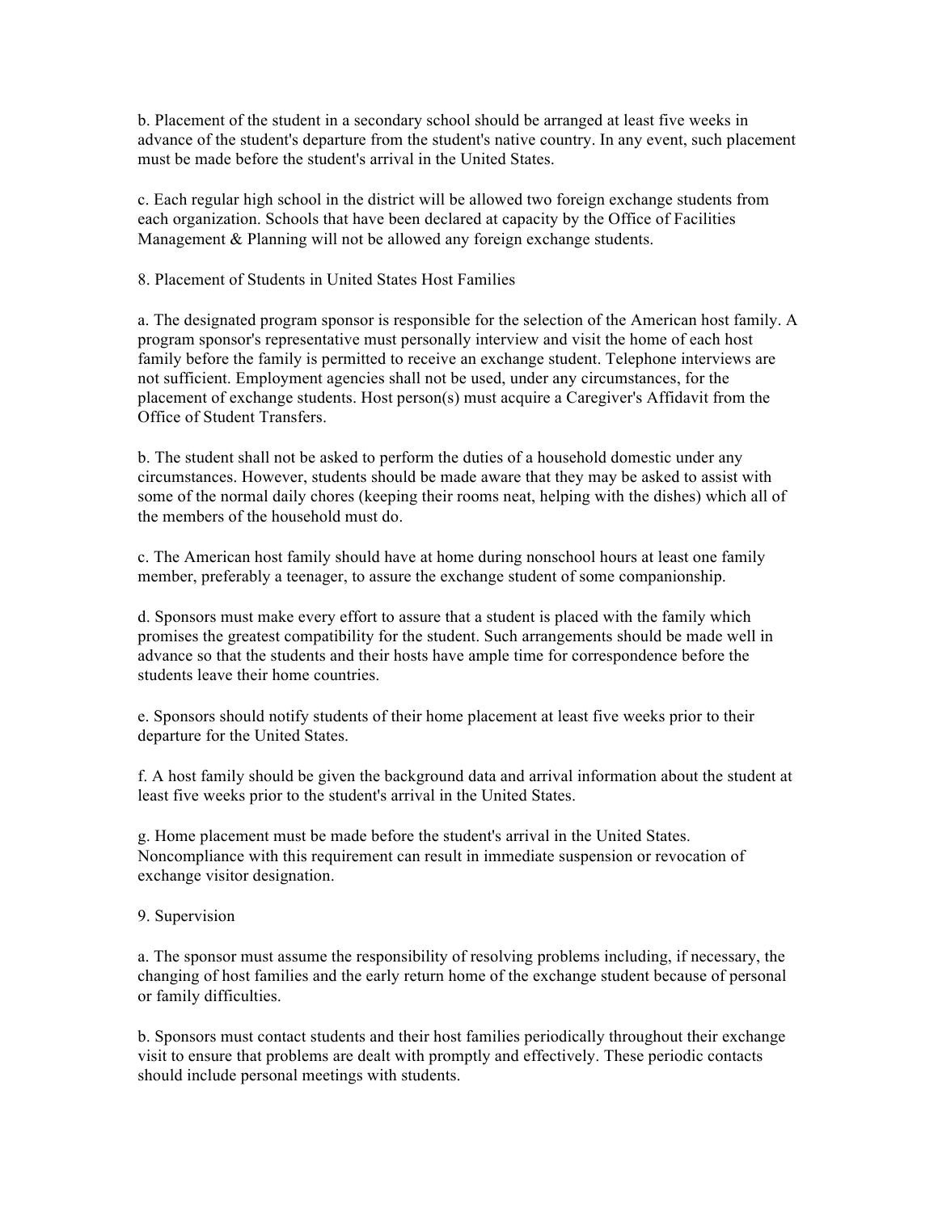b. Placement of the student in a secondary school should be arranged at least five weeks in advance of the student's departure from the student's native country. In any event, such placement must be made before the student's arrival in the United States.

c. Each regular high school in the district will be allowed two foreign exchange students from each organization. Schools that have been declared at capacity by the Office of Facilities Management & Planning will not be allowed any foreign exchange students.

8. Placement of Students in United States Host Families

a. The designated program sponsor is responsible for the selection of the American host family. A program sponsor's representative must personally interview and visit the home of each host family before the family is permitted to receive an exchange student. Telephone interviews are not sufficient. Employment agencies shall not be used, under any circumstances, for the placement of exchange students. Host person(s) must acquire a Caregiver's Affidavit from the Office of Student Transfers.

b. The student shall not be asked to perform the duties of a household domestic under any circumstances. However, students should be made aware that they may be asked to assist with some of the normal daily chores (keeping their rooms neat, helping with the dishes) which all of the members of the household must do.

c. The American host family should have at home during nonschool hours at least one family member, preferably a teenager, to assure the exchange student of some companionship.

d. Sponsors must make every effort to assure that a student is placed with the family which promises the greatest compatibility for the student. Such arrangements should be made well in advance so that the students and their hosts have ample time for correspondence before the students leave their home countries.

e. Sponsors should notify students of their home placement at least five weeks prior to their departure for the United States.

f. A host family should be given the background data and arrival information about the student at least five weeks prior to the student's arrival in the United States.

g. Home placement must be made before the student's arrival in the United States. Noncompliance with this requirement can result in immediate suspension or revocation of exchange visitor designation.

9. Supervision

a. The sponsor must assume the responsibility of resolving problems including, if necessary, the changing of host families and the early return home of the exchange student because of personal or family difficulties.

b. Sponsors must contact students and their host families periodically throughout their exchange visit to ensure that problems are dealt with promptly and effectively. These periodic contacts should include personal meetings with students.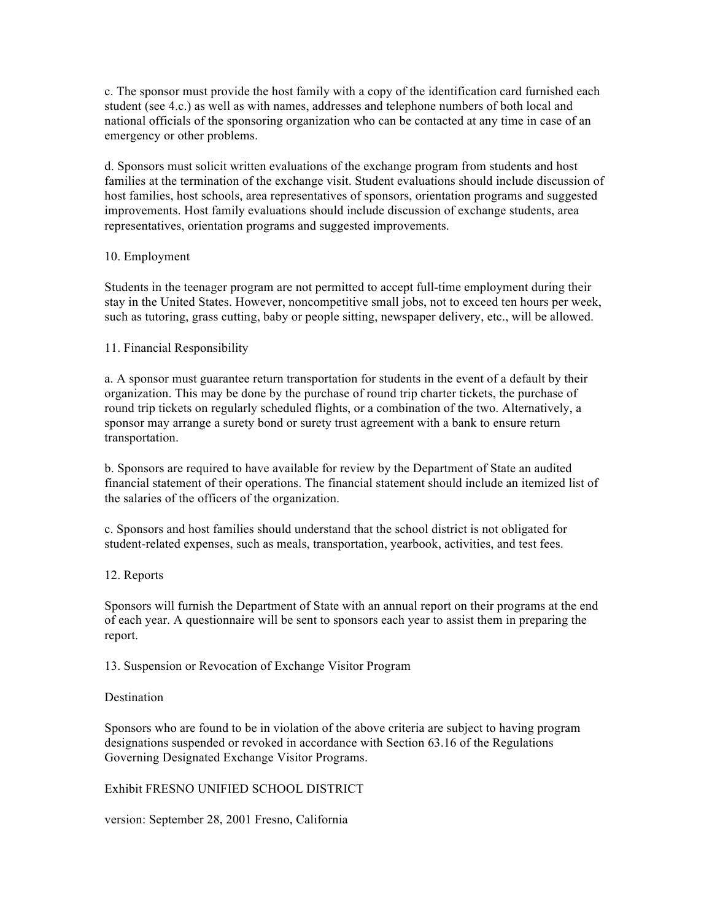c. The sponsor must provide the host family with a copy of the identification card furnished each student (see 4.c.) as well as with names, addresses and telephone numbers of both local and national officials of the sponsoring organization who can be contacted at any time in case of an emergency or other problems.

d. Sponsors must solicit written evaluations of the exchange program from students and host families at the termination of the exchange visit. Student evaluations should include discussion of host families, host schools, area representatives of sponsors, orientation programs and suggested improvements. Host family evaluations should include discussion of exchange students, area representatives, orientation programs and suggested improvements.

10. Employment

Students in the teenager program are not permitted to accept full-time employment during their stay in the United States. However, noncompetitive small jobs, not to exceed ten hours per week, such as tutoring, grass cutting, baby or people sitting, newspaper delivery, etc., will be allowed.

11. Financial Responsibility

a. A sponsor must guarantee return transportation for students in the event of a default by their organization. This may be done by the purchase of round trip charter tickets, the purchase of round trip tickets on regularly scheduled flights, or a combination of the two. Alternatively, a sponsor may arrange a surety bond or surety trust agreement with a bank to ensure return transportation.

b. Sponsors are required to have available for review by the Department of State an audited financial statement of their operations. The financial statement should include an itemized list of the salaries of the officers of the organization.

c. Sponsors and host families should understand that the school district is not obligated for student-related expenses, such as meals, transportation, yearbook, activities, and test fees.

12. Reports

Sponsors will furnish the Department of State with an annual report on their programs at the end of each year. A questionnaire will be sent to sponsors each year to assist them in preparing the report.

13. Suspension or Revocation of Exchange Visitor Program

Destination

Sponsors who are found to be in violation of the above criteria are subject to having program designations suspended or revoked in accordance with Section 63.16 of the Regulations Governing Designated Exchange Visitor Programs.

Exhibit FRESNO UNIFIED SCHOOL DISTRICT

version: September 28, 2001 Fresno, California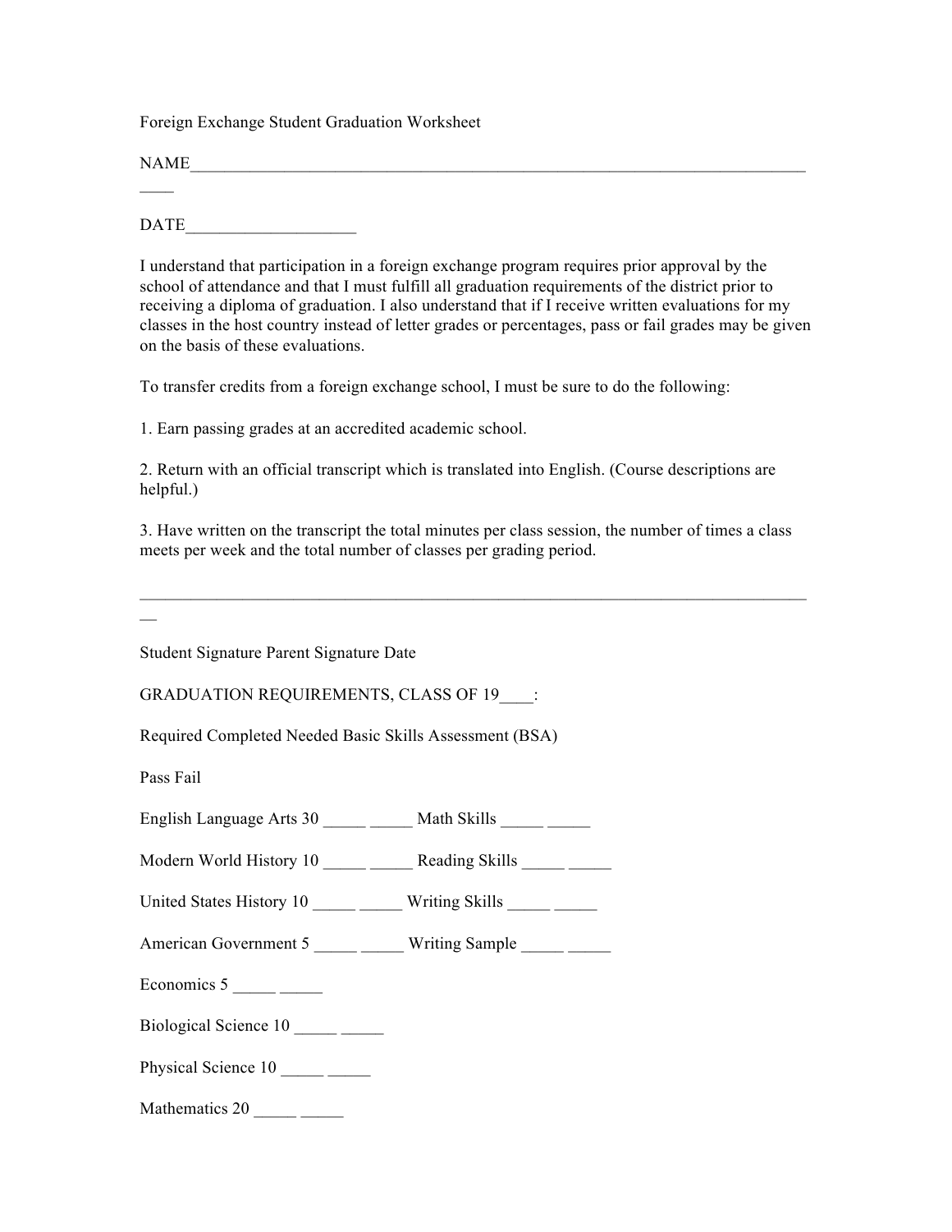Foreign Exchange Student Graduation Worksheet

NAME________________________________________________________________________________

DATE____________________

I understand that participation in a foreign exchange program requires prior approval by the school of attendance and that I must fulfill all graduation requirements of the district prior to receiving a diploma of graduation. I also understand that if I receive written evaluations for my classes in the host country instead of letter grades or percentages, pass or fail grades may be given on the basis of these evaluations.

To transfer credits from a foreign exchange school, I must be sure to do the following:

1. Earn passing grades at an accredited academic school.

2. Return with an official transcript which is translated into English. (Course descriptions are helpful.)

3. Have written on the transcript the total minutes per class session, the number of times a class meets per week and the total number of classes per grading period.

__________________________________________________________________________________

Student Signature Parent Signature Date

GRADUATION REQUIREMENTS, CLASS OF 19____:

Required Completed Needed Basic Skills Assessment (BSA)

Pass Fail

English Language Arts 30 _____ _____ Math Skills _____ _____

Modern World History 10 _____ _____ Reading Skills _____ _____

United States History 10 _____ _____ Writing Skills _____ _____

American Government 5 _____ _____ Writing Sample _____ _____

Economics 5 _____ _____

Biological Science 10 _____ _____

Physical Science 10 _____ _____

Mathematics 20 _____ _____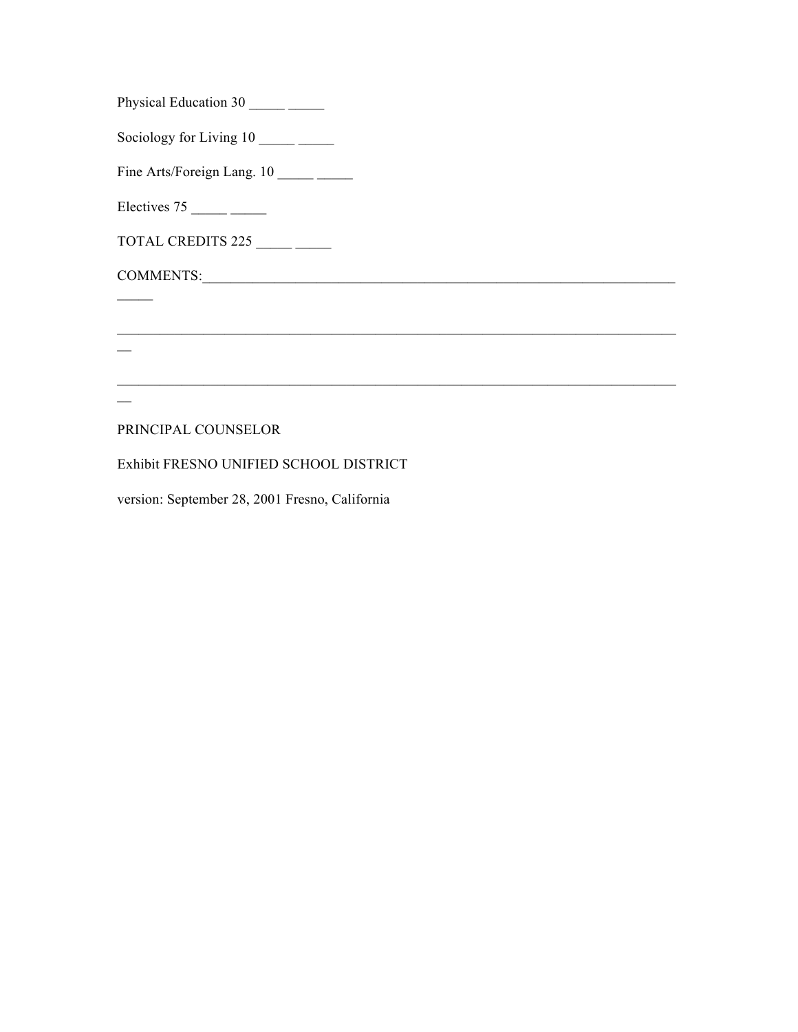Physical Education 30 _____ _____

Sociology for Living 10 _____ _____

Fine Arts/Foreign Lang. 10 _____ _____

Electives 75 _____ _____

TOTAL CREDITS 225 _____ _____

COMMENTS:______________________________________________________________________
_____

________________________________________________________________________________
__

________________________________________________________________________________
__

PRINCIPAL COUNSELOR

Exhibit FRESNO UNIFIED SCHOOL DISTRICT

version: September 28, 2001 Fresno, California